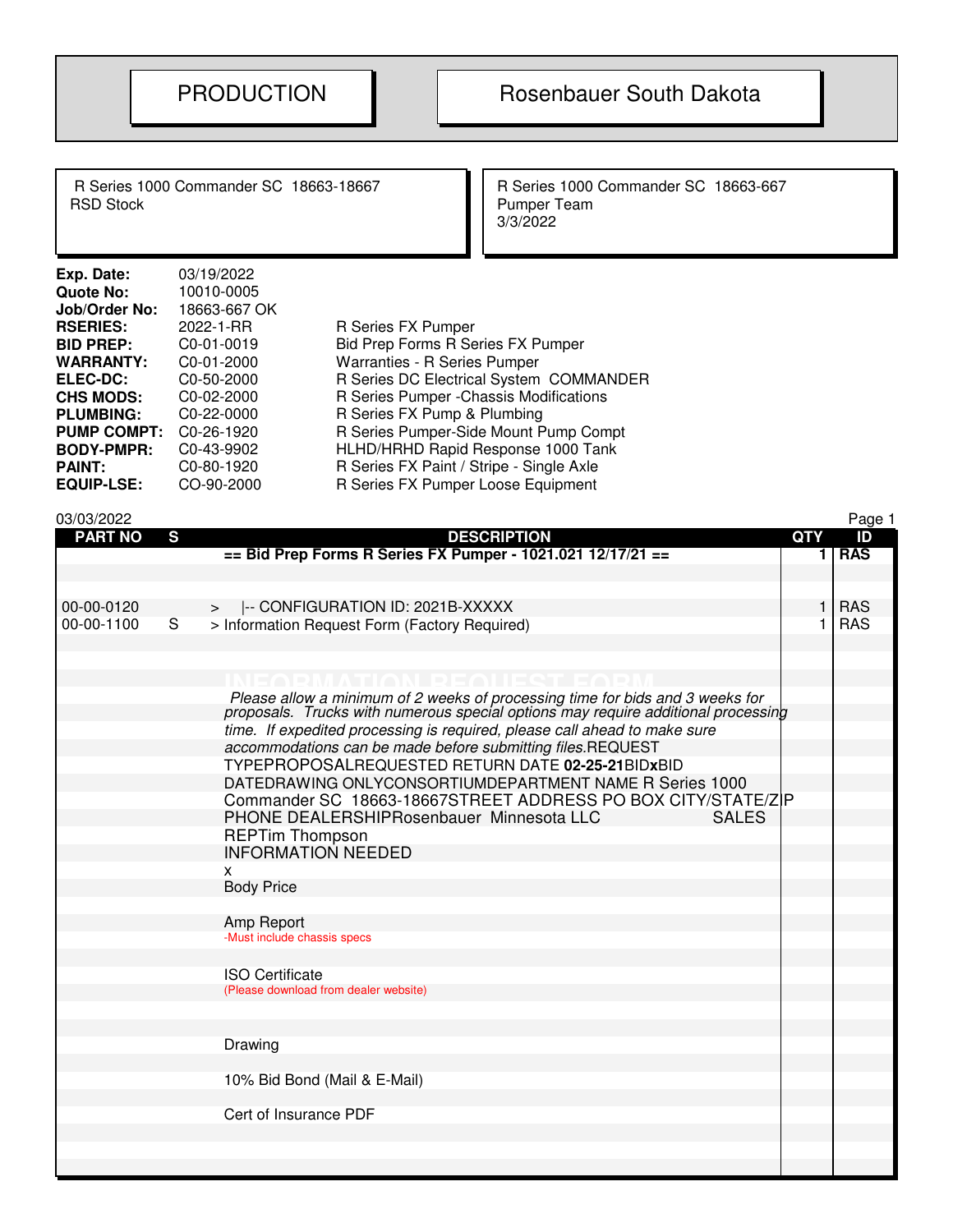**PRODUCTION** | **Rosenbauer South Dakota**

R Series 1000 Commander SC 18663-18667
RSD Stock

R Series 1000 Commander SC 18663-667
Pumper Team
3/3/2022

| | | |
|---|---|---|
| **Exp. Date:** | 03/19/2022 | |
| **Quote No:** | 10010-0005 | |
| **Job/Order No:** | 18663-667 OK | |
| **RSERIES:** | 2022-1-RR | R Series FX Pumper |
| **BID PREP:** | C0-01-0019 | Bid Prep Forms R Series FX Pumper |
| **WARRANTY:** | C0-01-2000 | Warranties - R Series Pumper |
| **ELEC-DC:** | C0-50-2000 | R Series DC Electrical System COMMANDER |
| **CHS MODS:** | C0-02-2000 | R Series Pumper -Chassis Modifications |
| **PLUMBING:** | C0-22-0000 | R Series FX Pump & Plumbing |
| **PUMP COMPT:** | C0-26-1920 | R Series Pumper-Side Mount Pump Compt |
| **BODY-PMPR:** | C0-43-9902 | HLHD/HRHD Rapid Response 1000 Tank |
| **PAINT:** | C0-80-1920 | R Series FX Paint / Stripe - Single Axle |
| **EQUIP-LSE:** | CO-90-2000 | R Series FX Pumper Loose Equipment |

03/03/2022

| PART NO | S | DESCRIPTION | QTY | ID |
|---|---|---|---|---|
| | | **== Bid Prep Forms R Series FX Pumper - 1021.021 12/17/21 ==** | 1 | **RAS** |
| 00-00-0120 | | > \|-- CONFIGURATION ID: 2021B-XXXXX | 1 | RAS |
| 00-00-1100 | S | > Information Request Form (Factory Required) | 1 | RAS |
| | | INFORMATION REQUEST FORM | | |
| | | *Please allow a minimum of 2 weeks of processing time for bids and 3 weeks for proposals. Trucks with numerous special options may require additional processing time. If expedited processing is required, please call ahead to make sure accommodations can be made before submitting files.* REQUEST TYPEPROPOSALREQUESTED RETURN DATE **02-25-21**BID**x**BID DATEDRAWING ONLYCONSORTIUMDEPARTMENT NAME R Series 1000 Commander SC 18663-18667STREET ADDRESS PO BOX CITY/STATE/ZIP PHONE DEALERSHIPRosenbauer Minnesota LLC SALES REPTim Thompson | | |
| | | INFORMATION NEEDED | | |
| | | x | | |
| | | Body Price | | |
| | | Amp Report | | |
| | | -Must include chassis specs | | |
| | | ISO Certificate | | |
| | | (Please download from dealer website) | | |
| | | Drawing | | |
| | | 10% Bid Bond (Mail & E-Mail) | | |
| | | Cert of Insurance PDF | | |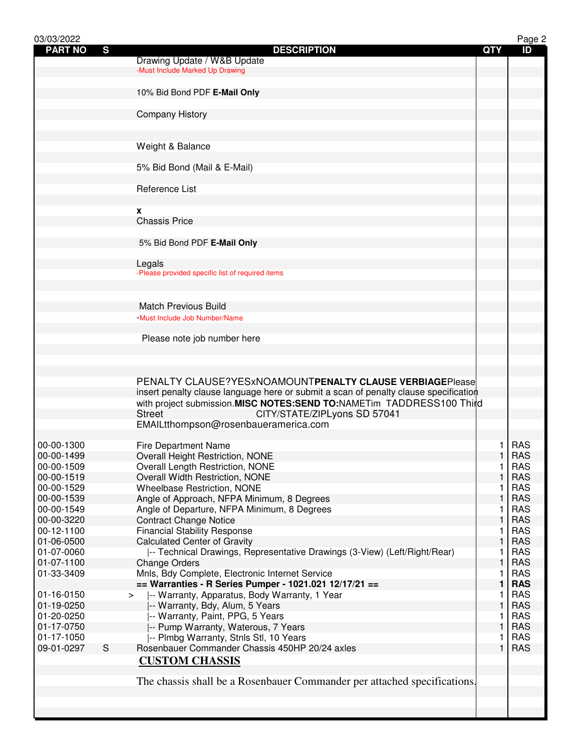| PART NO | S | DESCRIPTION | QTY | ID |
|---|---|---|---|---|
| | | Drawing Update / W&B Update | | |
| | | -Must Include Marked Up Drawing | | |
| | | 10% Bid Bond PDF **E-Mail Only** | | |
| | | Company History | | |
| | | Weight & Balance | | |
| | | 5% Bid Bond (Mail & E-Mail) | | |
| | | Reference List | | |
| | | **x** | | |
| | | Chassis Price | | |
| | | 5% Bid Bond PDF **E-Mail Only** | | |
| | | Legals | | |
| | | -Please provided specific list of required items | | |
| | | Match Previous Build | | |
| | | -Must Include Job Number/Name | | |
| | | Please note job number here | | |
| | | PENALTY CLAUSE?YESxNOAMOUNT**PENALTY CLAUSE VERBIAGE**Please insert penalty clause language here or submit a scan of penalty clause specification with project submission.**MISC NOTES:SEND TO:**NAMETim TADDRESS100 Third Street CITY/STATE/ZIPLyons SD 57041 EMAILtthompson@rosenbaueramerica.com | | |
| 00-00-1300 | | Fire Department Name | 1 | RAS |
| 00-00-1499 | | Overall Height Restriction, NONE | 1 | RAS |
| 00-00-1509 | | Overall Length Restriction, NONE | 1 | RAS |
| 00-00-1519 | | Overall Width Restriction, NONE | 1 | RAS |
| 00-00-1529 | | Wheelbase Restriction, NONE | 1 | RAS |
| 00-00-1539 | | Angle of Approach, NFPA Minimum, 8 Degrees | 1 | RAS |
| 00-00-1549 | | Angle of Departure, NFPA Minimum, 8 Degrees | 1 | RAS |
| 00-00-3220 | | Contract Change Notice | 1 | RAS |
| 00-12-1100 | | Financial Stability Response | 1 | RAS |
| 01-06-0500 | | Calculated Center of Gravity | 1 | RAS |
| 01-07-0060 | | \|-- Technical Drawings, Representative Drawings (3-View) (Left/Right/Rear) | 1 | RAS |
| 01-07-1100 | | Change Orders | 1 | RAS |
| 01-33-3409 | | Mnls, Bdy Complete, Electronic Internet Service | 1 | RAS |
| | | **== Warranties - R Series Pumper - 1021.021 12/17/21 ==** | **1** | **RAS** |
| 01-16-0150 | > | \|-- Warranty, Apparatus, Body Warranty, 1 Year | 1 | RAS |
| 01-19-0250 | | \|-- Warranty, Bdy, Alum, 5 Years | 1 | RAS |
| 01-20-0250 | | \|-- Warranty, Paint, PPG, 5 Years | 1 | RAS |
| 01-17-0750 | | \|-- Pump Warranty, Waterous, 7 Years | 1 | RAS |
| 01-17-1050 | | \|-- Plmbg Warranty, Stnls Stl, 10 Years | 1 | RAS |
| 09-01-0297 | S | Rosenbauer Commander Chassis 450HP 20/24 axles | 1 | RAS |
| | | **CUSTOM CHASSIS** | | |
| | | The chassis shall be a Rosenbauer Commander per attached specifications. | | |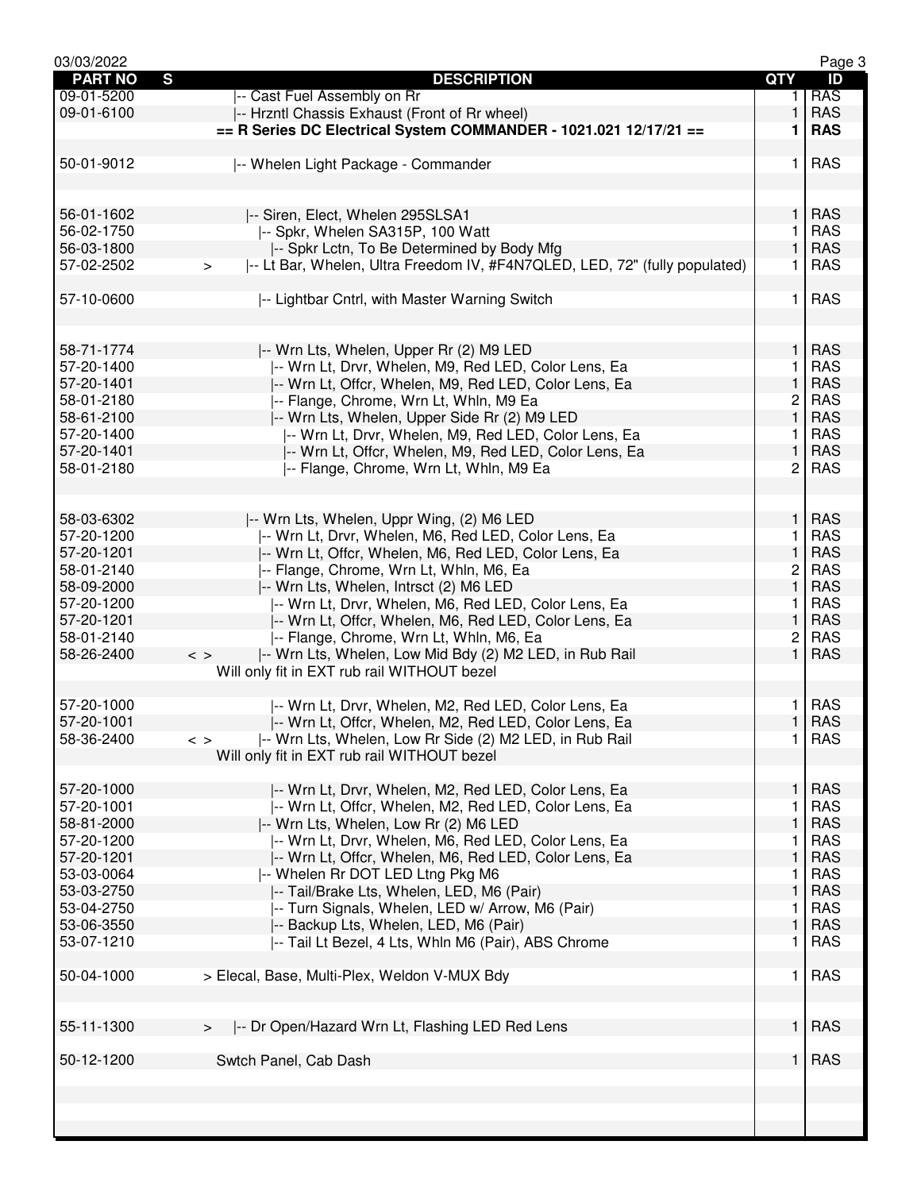| PART NO | S | DESCRIPTION | QTY | ID |
|---|---|---|---|---|
| 09-01-5200 | | \|-- Cast Fuel Assembly on Rr | 1 | RAS |
| 09-01-6100 | | \|-- Hrzntl Chassis Exhaust (Front of Rr wheel) | 1 | RAS |
| | | **== R Series DC Electrical System COMMANDER - 1021.021 12/17/21 ==** | **1** | **RAS** |
| | | | | |
| 50-01-9012 | | \|-- Whelen Light Package - Commander | 1 | RAS |
| | | | | |
| | | | | |
| 56-01-1602 | | \|-- Siren, Elect, Whelen 295SLSA1 | 1 | RAS |
| 56-02-1750 | | \|-- Spkr, Whelen SA315P, 100 Watt | 1 | RAS |
| 56-03-1800 | | \|-- Spkr Lctn, To Be Determined by Body Mfg | 1 | RAS |
| 57-02-2502 | > | \|-- Lt Bar, Whelen, Ultra Freedom IV, #F4N7QLED, LED, 72" (fully populated) | 1 | RAS |
| | | | | |
| 57-10-0600 | | \|-- Lightbar Cntrl, with Master Warning Switch | 1 | RAS |
| | | | | |
| | | | | |
| 58-71-1774 | | \|-- Wrn Lts, Whelen, Upper Rr (2) M9 LED | 1 | RAS |
| 57-20-1400 | | \|-- Wrn Lt, Drvr, Whelen, M9, Red LED, Color Lens, Ea | 1 | RAS |
| 57-20-1401 | | \|-- Wrn Lt, Offcr, Whelen, M9, Red LED, Color Lens, Ea | 1 | RAS |
| 58-01-2180 | | \|-- Flange, Chrome, Wrn Lt, Whln, M9 Ea | 2 | RAS |
| 58-61-2100 | | \|-- Wrn Lts, Whelen, Upper Side Rr (2) M9 LED | 1 | RAS |
| 57-20-1400 | | \|-- Wrn Lt, Drvr, Whelen, M9, Red LED, Color Lens, Ea | 1 | RAS |
| 57-20-1401 | | \|-- Wrn Lt, Offcr, Whelen, M9, Red LED, Color Lens, Ea | 1 | RAS |
| 58-01-2180 | | \|-- Flange, Chrome, Wrn Lt, Whln, M9 Ea | 2 | RAS |
| | | | | |
| | | | | |
| 58-03-6302 | | \|-- Wrn Lts, Whelen, Uppr Wing, (2) M6 LED | 1 | RAS |
| 57-20-1200 | | \|-- Wrn Lt, Drvr, Whelen, M6, Red LED, Color Lens, Ea | 1 | RAS |
| 57-20-1201 | | \|-- Wrn Lt, Offcr, Whelen, M6, Red LED, Color Lens, Ea | 1 | RAS |
| 58-01-2140 | | \|-- Flange, Chrome, Wrn Lt, Whln, M6, Ea | 2 | RAS |
| 58-09-2000 | | \|-- Wrn Lts, Whelen, Intrsct (2) M6 LED | 1 | RAS |
| 57-20-1200 | | \|-- Wrn Lt, Drvr, Whelen, M6, Red LED, Color Lens, Ea | 1 | RAS |
| 57-20-1201 | | \|-- Wrn Lt, Offcr, Whelen, M6, Red LED, Color Lens, Ea | 1 | RAS |
| 58-01-2140 | | \|-- Flange, Chrome, Wrn Lt, Whln, M6, Ea | 2 | RAS |
| 58-26-2400 | < > | \|-- Wrn Lts, Whelen, Low Mid Bdy (2) M2 LED, in Rub Rail | 1 | RAS |
| | | Will only fit in EXT rub rail WITHOUT bezel | | |
| | | | | |
| 57-20-1000 | | \|-- Wrn Lt, Drvr, Whelen, M2, Red LED, Color Lens, Ea | 1 | RAS |
| 57-20-1001 | | \|-- Wrn Lt, Offcr, Whelen, M2, Red LED, Color Lens, Ea | 1 | RAS |
| 58-36-2400 | < > | \|-- Wrn Lts, Whelen, Low Rr Side (2) M2 LED, in Rub Rail | 1 | RAS |
| | | Will only fit in EXT rub rail WITHOUT bezel | | |
| | | | | |
| 57-20-1000 | | \|-- Wrn Lt, Drvr, Whelen, M2, Red LED, Color Lens, Ea | 1 | RAS |
| 57-20-1001 | | \|-- Wrn Lt, Offcr, Whelen, M2, Red LED, Color Lens, Ea | 1 | RAS |
| 58-81-2000 | | \|-- Wrn Lts, Whelen, Low Rr (2) M6 LED | 1 | RAS |
| 57-20-1200 | | \|-- Wrn Lt, Drvr, Whelen, M6, Red LED, Color Lens, Ea | 1 | RAS |
| 57-20-1201 | | \|-- Wrn Lt, Offcr, Whelen, M6, Red LED, Color Lens, Ea | 1 | RAS |
| 53-03-0064 | | \|-- Whelen Rr DOT LED Ltng Pkg M6 | 1 | RAS |
| 53-03-2750 | | \|-- Tail/Brake Lts, Whelen, LED, M6 (Pair) | 1 | RAS |
| 53-04-2750 | | \|-- Turn Signals, Whelen, LED w/ Arrow, M6 (Pair) | 1 | RAS |
| 53-06-3550 | | \|-- Backup Lts, Whelen, LED, M6 (Pair) | 1 | RAS |
| 53-07-1210 | | \|-- Tail Lt Bezel, 4 Lts, Whln M6 (Pair), ABS Chrome | 1 | RAS |
| | | | | |
| 50-04-1000 | | > Elecal, Base, Multi-Plex, Weldon V-MUX Bdy | 1 | RAS |
| | | | | |
| | | | | |
| 55-11-1300 | > | \|-- Dr Open/Hazard Wrn Lt, Flashing LED Red Lens | 1 | RAS |
| | | | | |
| 50-12-1200 | | Swtch Panel, Cab Dash | 1 | RAS |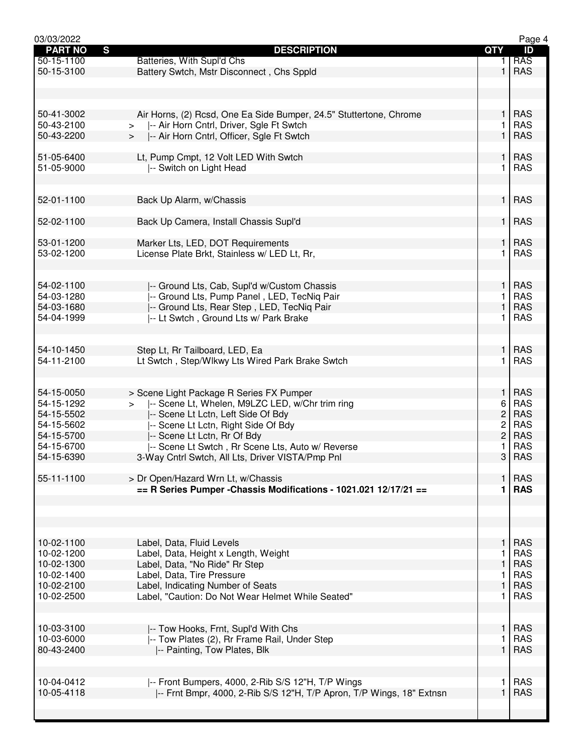| PART NO | S | DESCRIPTION | QTY | ID |
|---|---|---|---|---|
| 50-15-1100 | | Batteries, With Supl'd Chs | 1 | RAS |
| 50-15-3100 | | Battery Swtch, Mstr Disconnect , Chs Sppld | 1 | RAS |
| | | | | |
| 50-41-3002 | | Air Horns, (2) Rcsd, One Ea Side Bumper, 24.5" Stuttertone, Chrome | 1 | RAS |
| 50-43-2100 | > | \|-- Air Horn Cntrl, Driver, Sgle Ft Swtch | 1 | RAS |
| 50-43-2200 | > | \|-- Air Horn Cntrl, Officer, Sgle Ft Swtch | 1 | RAS |
| | | | | |
| 51-05-6400 | | Lt, Pump Cmpt, 12 Volt LED With Swtch | 1 | RAS |
| 51-05-9000 | | \|-- Switch on Light Head | 1 | RAS |
| | | | | |
| 52-01-1100 | | Back Up Alarm, w/Chassis | 1 | RAS |
| | | | | |
| 52-02-1100 | | Back Up Camera, Install Chassis Supl'd | 1 | RAS |
| | | | | |
| 53-01-1200 | | Marker Lts, LED, DOT Requirements | 1 | RAS |
| 53-02-1200 | | License Plate Brkt, Stainless w/ LED Lt, Rr, | 1 | RAS |
| | | | | |
| 54-02-1100 | | \|-- Ground Lts, Cab, Supl'd w/Custom Chassis | 1 | RAS |
| 54-03-1280 | | \|-- Ground Lts, Pump Panel , LED, TecNiq Pair | 1 | RAS |
| 54-03-1680 | | \|-- Ground Lts, Rear Step , LED, TecNiq Pair | 1 | RAS |
| 54-04-1999 | | \|-- Lt Swtch , Ground Lts w/ Park Brake | 1 | RAS |
| | | | | |
| 54-10-1450 | | Step Lt, Rr Tailboard, LED, Ea | 1 | RAS |
| 54-11-2100 | | Lt Swtch , Step/Wlkwy Lts Wired Park Brake Swtch | 1 | RAS |
| | | | | |
| 54-15-0050 | | > Scene Light Package R Series FX Pumper | 1 | RAS |
| 54-15-1292 | > | \|-- Scene Lt, Whelen, M9LZC LED, w/Chr trim ring | 6 | RAS |
| 54-15-5502 | | \|-- Scene Lt Lctn, Left Side Of Bdy | 2 | RAS |
| 54-15-5602 | | \|-- Scene Lt Lctn, Right Side Of Bdy | 2 | RAS |
| 54-15-5700 | | \|-- Scene Lt Lctn, Rr Of Bdy | 2 | RAS |
| 54-15-6700 | | \|-- Scene Lt Swtch , Rr Scene Lts, Auto w/ Reverse | 1 | RAS |
| 54-15-6390 | | 3-Way Cntrl Swtch, All Lts, Driver VISTA/Pmp Pnl | 3 | RAS |
| | | | | |
| 55-11-1100 | | > Dr Open/Hazard Wrn Lt, w/Chassis | 1 | RAS |
| | | **== R Series Pumper -Chassis Modifications - 1021.021 12/17/21 ==** | **1** | **RAS** |
| | | | | |
| 10-02-1100 | | Label, Data, Fluid Levels | 1 | RAS |
| 10-02-1200 | | Label, Data, Height x Length, Weight | 1 | RAS |
| 10-02-1300 | | Label, Data, "No Ride" Rr Step | 1 | RAS |
| 10-02-1400 | | Label, Data, Tire Pressure | 1 | RAS |
| 10-02-2100 | | Label, Indicating Number of Seats | 1 | RAS |
| 10-02-2500 | | Label, "Caution: Do Not Wear Helmet While Seated" | 1 | RAS |
| | | | | |
| 10-03-3100 | | \|-- Tow Hooks, Frnt, Supl'd With Chs | 1 | RAS |
| 10-03-6000 | | \|-- Tow Plates (2), Rr Frame Rail, Under Step | 1 | RAS |
| 80-43-2400 | | \|-- Painting, Tow Plates, Blk | 1 | RAS |
| | | | | |
| 10-04-0412 | | \|-- Front Bumpers, 4000, 2-Rib S/S 12"H, T/P Wings | 1 | RAS |
| 10-05-4118 | | \|-- Frnt Bmpr, 4000, 2-Rib S/S 12"H, T/P Apron, T/P Wings, 18" Extnsn | 1 | RAS |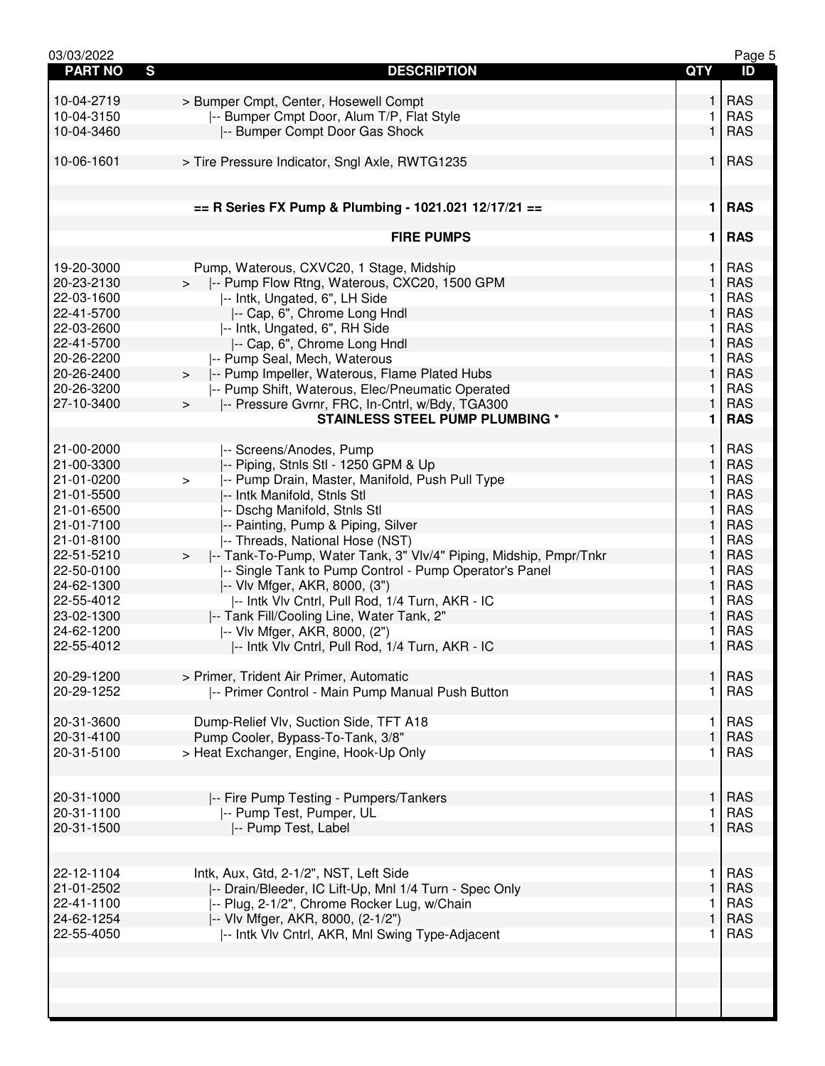| PART NO | S | DESCRIPTION | QTY | ID |
|---|---|---|---|---|
| 10-04-2719 | | > Bumper Cmpt, Center, Hosewell Compt | 1 | RAS |
| 10-04-3150 | | \|-- Bumper Cmpt Door, Alum T/P, Flat Style | 1 | RAS |
| 10-04-3460 | | \|-- Bumper Compt Door Gas Shock | 1 | RAS |
| 10-06-1601 | | > Tire Pressure Indicator, Sngl Axle, RWTG1235 | 1 | RAS |
| | | **== R Series FX Pump & Plumbing - 1021.021 12/17/21 ==** | **1** | **RAS** |
| | | **FIRE PUMPS** | **1** | **RAS** |
| 19-20-3000 | | Pump, Waterous, CXVC20, 1 Stage, Midship | 1 | RAS |
| 20-23-2130 | > | \|-- Pump Flow Rtng, Waterous, CXC20, 1500 GPM | 1 | RAS |
| 22-03-1600 | | \|-- Intk, Ungated, 6", LH Side | 1 | RAS |
| 22-41-5700 | | \|-- Cap, 6", Chrome Long Hndl | 1 | RAS |
| 22-03-2600 | | \|-- Intk, Ungated, 6", RH Side | 1 | RAS |
| 22-41-5700 | | \|-- Cap, 6", Chrome Long Hndl | 1 | RAS |
| 20-26-2200 | | \|-- Pump Seal, Mech, Waterous | 1 | RAS |
| 20-26-2400 | > | \|-- Pump Impeller, Waterous, Flame Plated Hubs | 1 | RAS |
| 20-26-3200 | | \|-- Pump Shift, Waterous, Elec/Pneumatic Operated | 1 | RAS |
| 27-10-3400 | > | \|-- Pressure Gvrnr, FRC, In-Cntrl, w/Bdy, TGA300 | 1 | RAS |
| | | **STAINLESS STEEL PUMP PLUMBING *** | **1** | **RAS** |
| 21-00-2000 | | \|-- Screens/Anodes, Pump | 1 | RAS |
| 21-00-3300 | | \|-- Piping, Stnls Stl - 1250 GPM & Up | 1 | RAS |
| 21-01-0200 | > | \|-- Pump Drain, Master, Manifold, Push Pull Type | 1 | RAS |
| 21-01-5500 | | \|-- Intk Manifold, Stnls Stl | 1 | RAS |
| 21-01-6500 | | \|-- Dschg Manifold, Stnls Stl | 1 | RAS |
| 21-01-7100 | | \|-- Painting, Pump & Piping, Silver | 1 | RAS |
| 21-01-8100 | | \|-- Threads, National Hose (NST) | 1 | RAS |
| 22-51-5210 | > | \|-- Tank-To-Pump, Water Tank, 3" Vlv/4" Piping, Midship, Pmpr/Tnkr | 1 | RAS |
| 22-50-0100 | | \|-- Single Tank to Pump Control - Pump Operator's Panel | 1 | RAS |
| 24-62-1300 | | \|-- Vlv Mfger, AKR, 8000, (3") | 1 | RAS |
| 22-55-4012 | | \|-- Intk Vlv Cntrl, Pull Rod, 1/4 Turn, AKR - IC | 1 | RAS |
| 23-02-1300 | | \|-- Tank Fill/Cooling Line, Water Tank, 2" | 1 | RAS |
| 24-62-1200 | | \|-- Vlv Mfger, AKR, 8000, (2") | 1 | RAS |
| 22-55-4012 | | \|-- Intk Vlv Cntrl, Pull Rod, 1/4 Turn, AKR - IC | 1 | RAS |
| 20-29-1200 | | > Primer, Trident Air Primer, Automatic | 1 | RAS |
| 20-29-1252 | | \|-- Primer Control - Main Pump Manual Push Button | 1 | RAS |
| 20-31-3600 | | Dump-Relief Vlv, Suction Side, TFT A18 | 1 | RAS |
| 20-31-4100 | | Pump Cooler, Bypass-To-Tank, 3/8" | 1 | RAS |
| 20-31-5100 | | > Heat Exchanger, Engine, Hook-Up Only | 1 | RAS |
| 20-31-1000 | | \|-- Fire Pump Testing - Pumpers/Tankers | 1 | RAS |
| 20-31-1100 | | \|-- Pump Test, Pumper, UL | 1 | RAS |
| 20-31-1500 | | \|-- Pump Test, Label | 1 | RAS |
| 22-12-1104 | | Intk, Aux, Gtd, 2-1/2", NST, Left Side | 1 | RAS |
| 21-01-2502 | | \|-- Drain/Bleeder, IC Lift-Up, Mnl 1/4 Turn - Spec Only | 1 | RAS |
| 22-41-1100 | | \|-- Plug, 2-1/2", Chrome Rocker Lug, w/Chain | 1 | RAS |
| 24-62-1254 | | \|-- Vlv Mfger, AKR, 8000, (2-1/2") | 1 | RAS |
| 22-55-4050 | | \|-- Intk Vlv Cntrl, AKR, Mnl Swing Type-Adjacent | 1 | RAS |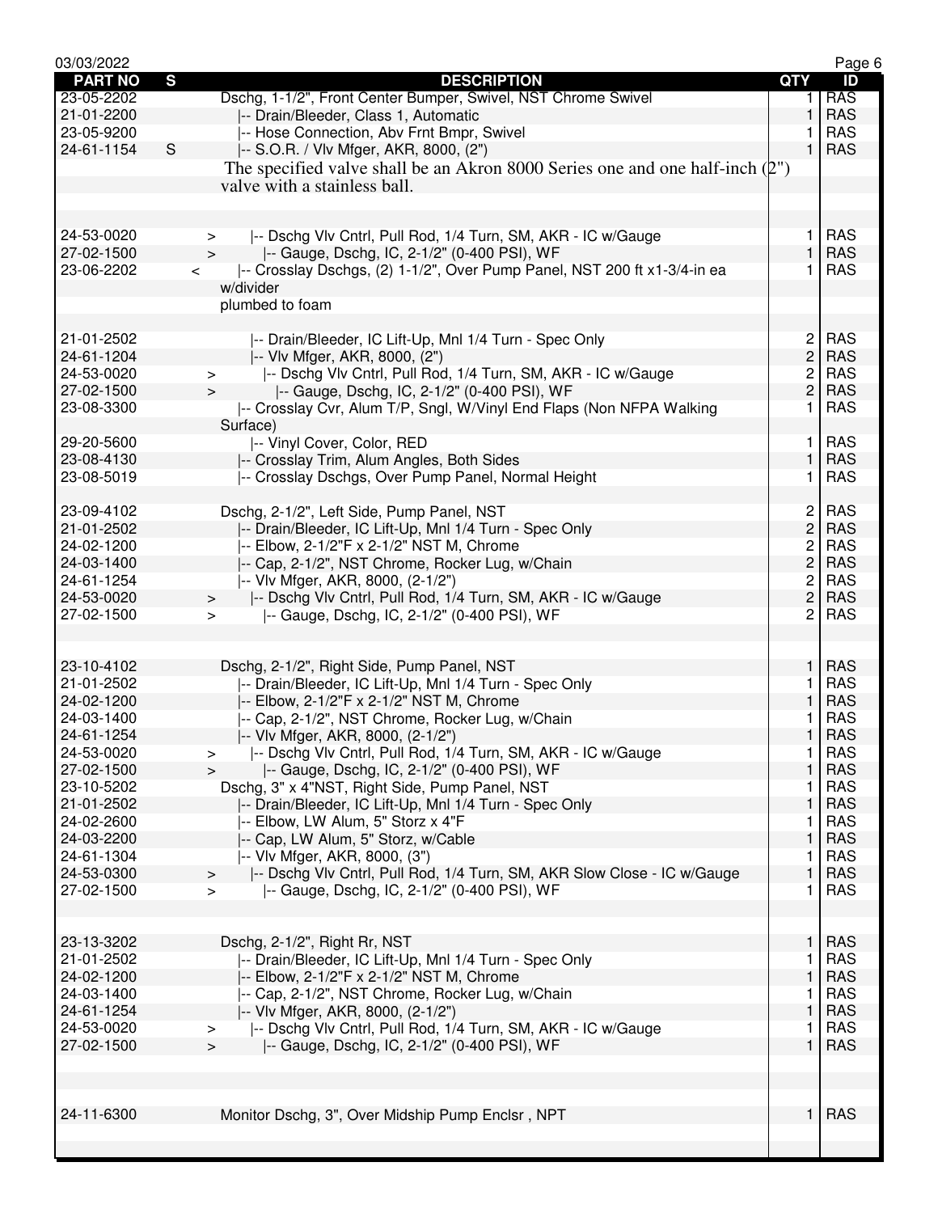| PART NO | S | DESCRIPTION | QTY | ID |
|---|---|---|---|---|
| 23-05-2202 | | Dschg, 1-1/2", Front Center Bumper, Swivel, NST Chrome Swivel | 1 | RAS |
| 21-01-2200 | | \|-- Drain/Bleeder, Class 1, Automatic | 1 | RAS |
| 23-05-9200 | | \|-- Hose Connection, Abv Frnt Bmpr, Swivel | 1 | RAS |
| 24-61-1154 | S | \|-- S.O.R. / Vlv Mfger, AKR, 8000, (2") | 1 | RAS |
| | | The specified valve shall be an Akron 8000 Series one and one half-inch (2") valve with a stainless ball. | | |
| | | | | |
| 24-53-0020 | > | \|-- Dschg Vlv Cntrl, Pull Rod, 1/4 Turn, SM, AKR - IC w/Gauge | 1 | RAS |
| 27-02-1500 | > | \|-- Gauge, Dschg, IC, 2-1/2" (0-400 PSI), WF | 1 | RAS |
| 23-06-2202 | < | \|-- Crosslay Dschgs, (2) 1-1/2", Over Pump Panel, NST 200 ft x1-3/4-in ea w/divider plumbed to foam | 1 | RAS |
| | | | | |
| 21-01-2502 | | \|-- Drain/Bleeder, IC Lift-Up, Mnl 1/4 Turn - Spec Only | 2 | RAS |
| 24-61-1204 | | \|-- Vlv Mfger, AKR, 8000, (2") | 2 | RAS |
| 24-53-0020 | > | \|-- Dschg Vlv Cntrl, Pull Rod, 1/4 Turn, SM, AKR - IC w/Gauge | 2 | RAS |
| 27-02-1500 | > | \|-- Gauge, Dschg, IC, 2-1/2" (0-400 PSI), WF | 2 | RAS |
| 23-08-3300 | | \|-- Crosslay Cvr, Alum T/P, Sngl, W/Vinyl End Flaps (Non NFPA Walking Surface) | 1 | RAS |
| 29-20-5600 | | \|-- Vinyl Cover, Color, RED | 1 | RAS |
| 23-08-4130 | | \|-- Crosslay Trim, Alum Angles, Both Sides | 1 | RAS |
| 23-08-5019 | | \|-- Crosslay Dschgs, Over Pump Panel, Normal Height | 1 | RAS |
| | | | | |
| 23-09-4102 | | Dschg, 2-1/2", Left Side, Pump Panel, NST | 2 | RAS |
| 21-01-2502 | | \|-- Drain/Bleeder, IC Lift-Up, Mnl 1/4 Turn - Spec Only | 2 | RAS |
| 24-02-1200 | | \|-- Elbow, 2-1/2"F x 2-1/2" NST M, Chrome | 2 | RAS |
| 24-03-1400 | | \|-- Cap, 2-1/2", NST Chrome, Rocker Lug, w/Chain | 2 | RAS |
| 24-61-1254 | | \|-- Vlv Mfger, AKR, 8000, (2-1/2") | 2 | RAS |
| 24-53-0020 | > | \|-- Dschg Vlv Cntrl, Pull Rod, 1/4 Turn, SM, AKR - IC w/Gauge | 2 | RAS |
| 27-02-1500 | > | \|-- Gauge, Dschg, IC, 2-1/2" (0-400 PSI), WF | 2 | RAS |
| | | | | |
| 23-10-4102 | | Dschg, 2-1/2", Right Side, Pump Panel, NST | 1 | RAS |
| 21-01-2502 | | \|-- Drain/Bleeder, IC Lift-Up, Mnl 1/4 Turn - Spec Only | 1 | RAS |
| 24-02-1200 | | \|-- Elbow, 2-1/2"F x 2-1/2" NST M, Chrome | 1 | RAS |
| 24-03-1400 | | \|-- Cap, 2-1/2", NST Chrome, Rocker Lug, w/Chain | 1 | RAS |
| 24-61-1254 | | \|-- Vlv Mfger, AKR, 8000, (2-1/2") | 1 | RAS |
| 24-53-0020 | > | \|-- Dschg Vlv Cntrl, Pull Rod, 1/4 Turn, SM, AKR - IC w/Gauge | 1 | RAS |
| 27-02-1500 | > | \|-- Gauge, Dschg, IC, 2-1/2" (0-400 PSI), WF | 1 | RAS |
| 23-10-5202 | | Dschg, 3" x 4"NST, Right Side, Pump Panel, NST | 1 | RAS |
| 21-01-2502 | | \|-- Drain/Bleeder, IC Lift-Up, Mnl 1/4 Turn - Spec Only | 1 | RAS |
| 24-02-2600 | | \|-- Elbow, LW Alum, 5" Storz x 4"F | 1 | RAS |
| 24-03-2200 | | \|-- Cap, LW Alum, 5" Storz, w/Cable | 1 | RAS |
| 24-61-1304 | | \|-- Vlv Mfger, AKR, 8000, (3") | 1 | RAS |
| 24-53-0300 | > | \|-- Dschg Vlv Cntrl, Pull Rod, 1/4 Turn, SM, AKR Slow Close - IC w/Gauge | 1 | RAS |
| 27-02-1500 | > | \|-- Gauge, Dschg, IC, 2-1/2" (0-400 PSI), WF | 1 | RAS |
| | | | | |
| 23-13-3202 | | Dschg, 2-1/2", Right Rr, NST | 1 | RAS |
| 21-01-2502 | | \|-- Drain/Bleeder, IC Lift-Up, Mnl 1/4 Turn - Spec Only | 1 | RAS |
| 24-02-1200 | | \|-- Elbow, 2-1/2"F x 2-1/2" NST M, Chrome | 1 | RAS |
| 24-03-1400 | | \|-- Cap, 2-1/2", NST Chrome, Rocker Lug, w/Chain | 1 | RAS |
| 24-61-1254 | | \|-- Vlv Mfger, AKR, 8000, (2-1/2") | 1 | RAS |
| 24-53-0020 | > | \|-- Dschg Vlv Cntrl, Pull Rod, 1/4 Turn, SM, AKR - IC w/Gauge | 1 | RAS |
| 27-02-1500 | > | \|-- Gauge, Dschg, IC, 2-1/2" (0-400 PSI), WF | 1 | RAS |
| | | | | |
| 24-11-6300 | | Monitor Dschg, 3", Over Midship Pump Enclsr , NPT | 1 | RAS |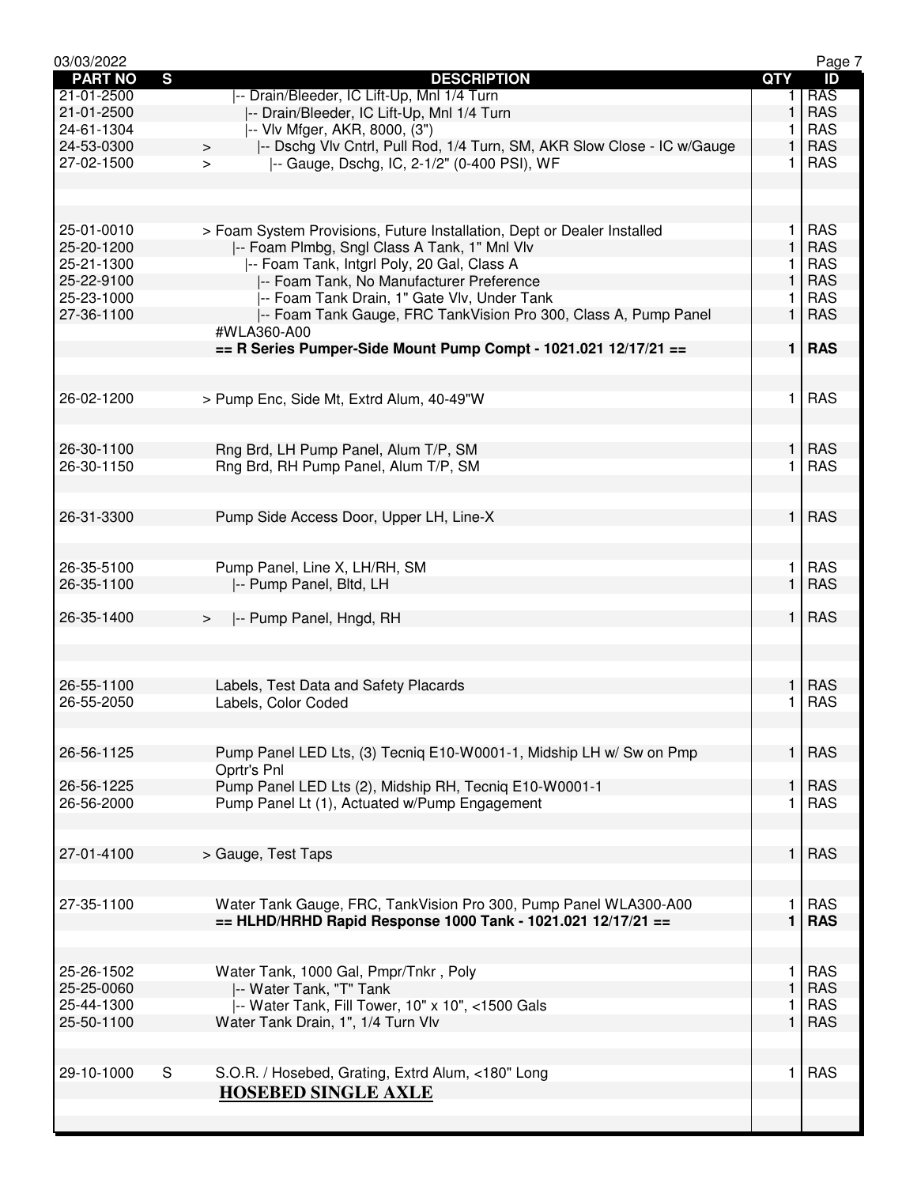| PART NO | S | DESCRIPTION | QTY | ID |
|---|---|---|---|---|
| 21-01-2500 | | \|-- Drain/Bleeder, IC Lift-Up, Mnl 1/4 Turn | 1 | RAS |
| 21-01-2500 | | \|-- Drain/Bleeder, IC Lift-Up, Mnl 1/4 Turn | 1 | RAS |
| 24-61-1304 | | \|-- Vlv Mfger, AKR, 8000, (3") | 1 | RAS |
| 24-53-0300 | > | \|-- Dschg Vlv Cntrl, Pull Rod, 1/4 Turn, SM, AKR Slow Close - IC w/Gauge | 1 | RAS |
| 27-02-1500 | > | \|-- Gauge, Dschg, IC, 2-1/2" (0-400 PSI), WF | 1 | RAS |
| | | | | |
| 25-01-0010 | | > Foam System Provisions, Future Installation, Dept or Dealer Installed | 1 | RAS |
| 25-20-1200 | | \|-- Foam Plmbg, Sngl Class A Tank, 1" Mnl Vlv | 1 | RAS |
| 25-21-1300 | | \|-- Foam Tank, Intgrl Poly, 20 Gal, Class A | 1 | RAS |
| 25-22-9100 | | \|-- Foam Tank, No Manufacturer Preference | 1 | RAS |
| 25-23-1000 | | \|-- Foam Tank Drain, 1" Gate Vlv, Under Tank | 1 | RAS |
| 27-36-1100 | | \|-- Foam Tank Gauge, FRC TankVision Pro 300, Class A, Pump Panel #WLA360-A00 | 1 | RAS |
| | | **== R Series Pumper-Side Mount Pump Compt - 1021.021 12/17/21 ==** | **1** | **RAS** |
| | | | | |
| 26-02-1200 | | > Pump Enc, Side Mt, Extrd Alum, 40-49"W | 1 | RAS |
| | | | | |
| 26-30-1100 | | Rng Brd, LH Pump Panel, Alum T/P, SM | 1 | RAS |
| 26-30-1150 | | Rng Brd, RH Pump Panel, Alum T/P, SM | 1 | RAS |
| | | | | |
| 26-31-3300 | | Pump Side Access Door, Upper LH, Line-X | 1 | RAS |
| | | | | |
| 26-35-5100 | | Pump Panel, Line X, LH/RH, SM | 1 | RAS |
| 26-35-1100 | | \|-- Pump Panel, Bltd, LH | 1 | RAS |
| 26-35-1400 | > | \|-- Pump Panel, Hngd, RH | 1 | RAS |
| | | | | |
| 26-55-1100 | | Labels, Test Data and Safety Placards | 1 | RAS |
| 26-55-2050 | | Labels, Color Coded | 1 | RAS |
| | | | | |
| 26-56-1125 | | Pump Panel LED Lts, (3) Tecniq E10-W0001-1, Midship LH w/ Sw on Pmp Oprtr's Pnl | 1 | RAS |
| 26-56-1225 | | Pump Panel LED Lts (2), Midship RH, Tecniq E10-W0001-1 | 1 | RAS |
| 26-56-2000 | | Pump Panel Lt (1), Actuated w/Pump Engagement | 1 | RAS |
| | | | | |
| 27-01-4100 | | > Gauge, Test Taps | 1 | RAS |
| | | | | |
| 27-35-1100 | | Water Tank Gauge, FRC, TankVision Pro 300, Pump Panel WLA300-A00 | 1 | RAS |
| | | **== HLHD/HRHD Rapid Response 1000 Tank - 1021.021 12/17/21 ==** | **1** | **RAS** |
| | | | | |
| 25-26-1502 | | Water Tank, 1000 Gal, Pmpr/Tnkr , Poly | 1 | RAS |
| 25-25-0060 | | \|-- Water Tank, "T" Tank | 1 | RAS |
| 25-44-1300 | | \|-- Water Tank, Fill Tower, 10" x 10", <1500 Gals | 1 | RAS |
| 25-50-1100 | | Water Tank Drain, 1", 1/4 Turn Vlv | 1 | RAS |
| | | | | |
| 29-10-1000 | S | S.O.R. / Hosebed, Grating, Extrd Alum, <180" Long | 1 | RAS |
| | | **HOSEBED SINGLE AXLE** | | |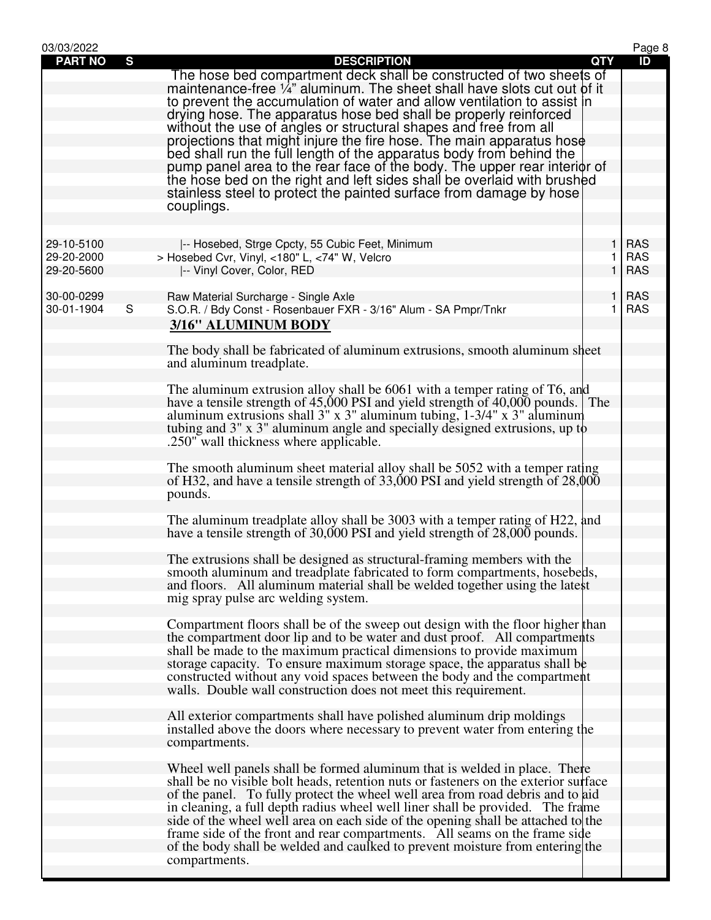| PART NO | S | DESCRIPTION | QTY | ID |
|---|---|---|---|---|
| | | The hose bed compartment deck shall be constructed of two sheets of maintenance-free ¼" aluminum. The sheet shall have slots cut out of it to prevent the accumulation of water and allow ventilation to assist in drying hose. The apparatus hose bed shall be properly reinforced without the use of angles or structural shapes and free from all projections that might injure the fire hose. The main apparatus hose bed shall run the full length of the apparatus body from behind the pump panel area to the rear face of the body. The upper rear interior of the hose bed on the right and left sides shall be overlaid with brushed stainless steel to protect the painted surface from damage by hose couplings. | | |
| 29-10-5100 | | \|-- Hosebed, Strge Cpcty, 55 Cubic Feet, Minimum | 1 | RAS |
| 29-20-2000 | | > Hosebed Cvr, Vinyl, <180" L, <74" W, Velcro | 1 | RAS |
| 29-20-5600 | | \|-- Vinyl Cover, Color, RED | 1 | RAS |
| 30-00-0299 | | Raw Material Surcharge - Single Axle | 1 | RAS |
| 30-01-1904 | S | S.O.R. / Bdy Const - Rosenbauer FXR - 3/16" Alum - SA Pmpr/Tnkr | 1 | RAS |

**3/16" ALUMINUM BODY**

The body shall be fabricated of aluminum extrusions, smooth aluminum sheet and aluminum treadplate.

The aluminum extrusion alloy shall be 6061 with a temper rating of T6, and have a tensile strength of 45,000 PSI and yield strength of 40,000 pounds. The aluminum extrusions shall 3" x 3" aluminum tubing, 1-3/4" x 3" aluminum tubing and 3" x 3" aluminum angle and specially designed extrusions, up to .250" wall thickness where applicable.

The smooth aluminum sheet material alloy shall be 5052 with a temper rating of H32, and have a tensile strength of 33,000 PSI and yield strength of 28,000 pounds.

The aluminum treadplate alloy shall be 3003 with a temper rating of H22, and have a tensile strength of 30,000 PSI and yield strength of 28,000 pounds.

The extrusions shall be designed as structural-framing members with the smooth aluminum and treadplate fabricated to form compartments, hosebeds, and floors. All aluminum material shall be welded together using the latest mig spray pulse arc welding system.

Compartment floors shall be of the sweep out design with the floor higher than the compartment door lip and to be water and dust proof. All compartments shall be made to the maximum practical dimensions to provide maximum storage capacity. To ensure maximum storage space, the apparatus shall be constructed without any void spaces between the body and the compartment walls. Double wall construction does not meet this requirement.

All exterior compartments shall have polished aluminum drip moldings installed above the doors where necessary to prevent water from entering the compartments.

Wheel well panels shall be formed aluminum that is welded in place. There shall be no visible bolt heads, retention nuts or fasteners on the exterior surface of the panel. To fully protect the wheel well area from road debris and to aid in cleaning, a full depth radius wheel well liner shall be provided. The frame side of the wheel well area on each side of the opening shall be attached to the frame side of the front and rear compartments. All seams on the frame side of the body shall be welded and caulked to prevent moisture from entering the compartments.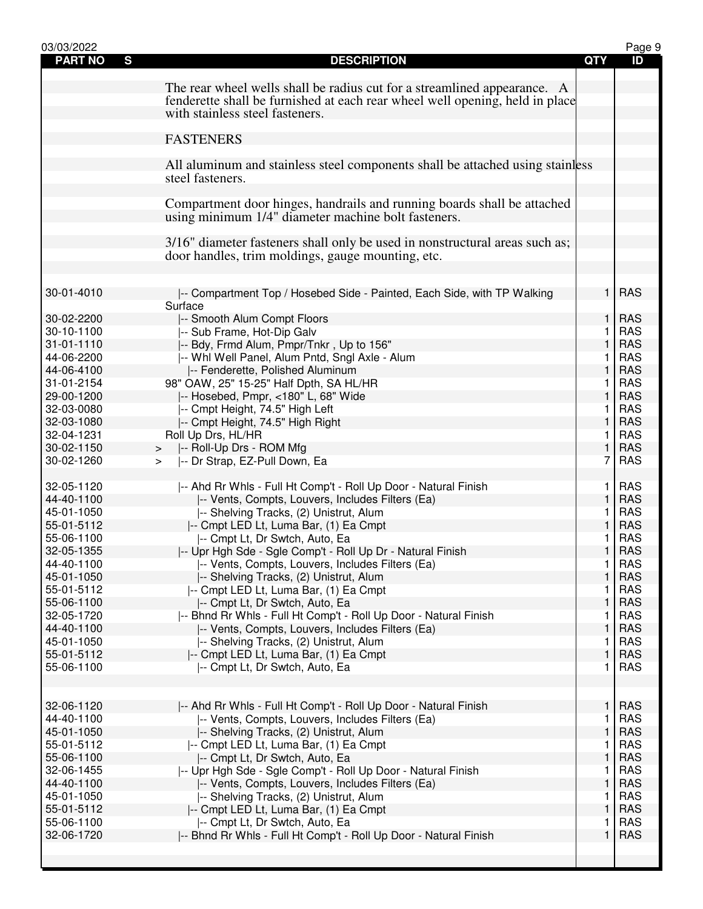| PART NO | S | DESCRIPTION | QTY | ID |
|---|---|---|---|---|
| | | The rear wheel wells shall be radius cut for a streamlined appearance. A fenderette shall be furnished at each rear wheel well opening, held in place with stainless steel fasteners. | | |
| | | FASTENERS | | |
| | | All aluminum and stainless steel components shall be attached using stainless steel fasteners. | | |
| | | Compartment door hinges, handrails and running boards shall be attached using minimum 1/4" diameter machine bolt fasteners. | | |
| | | 3/16" diameter fasteners shall only be used in nonstructural areas such as; door handles, trim moldings, gauge mounting, etc. | | |
| 30-01-4010 | | \|-- Compartment Top / Hosebed Side - Painted, Each Side, with TP Walking Surface | 1 | RAS |
| 30-02-2200 | | \|-- Smooth Alum Compt Floors | 1 | RAS |
| 30-10-1100 | | \|-- Sub Frame, Hot-Dip Galv | 1 | RAS |
| 31-01-1110 | | \|-- Bdy, Frmd Alum, Pmpr/Tnkr , Up to 156" | 1 | RAS |
| 44-06-2200 | | \|-- Whl Well Panel, Alum Pntd, Sngl Axle - Alum | 1 | RAS |
| 44-06-4100 | | \|-- Fenderette, Polished Aluminum | 1 | RAS |
| 31-01-2154 | | 98" OAW, 25" 15-25" Half Dpth, SA HL/HR | 1 | RAS |
| 29-00-1200 | | \|-- Hosebed, Pmpr, <180" L, 68" Wide | 1 | RAS |
| 32-03-0080 | | \|-- Cmpt Height, 74.5" High Left | 1 | RAS |
| 32-03-1080 | | \|-- Cmpt Height, 74.5" High Right | 1 | RAS |
| 32-04-1231 | | Roll Up Drs, HL/HR | 1 | RAS |
| 30-02-1150 | > | \|-- Roll-Up Drs - ROM Mfg | 1 | RAS |
| 30-02-1260 | > | \|-- Dr Strap, EZ-Pull Down, Ea | 7 | RAS |
| 32-05-1120 | | \|-- Ahd Rr Whls - Full Ht Comp't - Roll Up Door - Natural Finish | 1 | RAS |
| 44-40-1100 | | \|-- Vents, Compts, Louvers, Includes Filters (Ea) | 1 | RAS |
| 45-01-1050 | | \|-- Shelving Tracks, (2) Unistrut, Alum | 1 | RAS |
| 55-01-5112 | | \|-- Cmpt LED Lt, Luma Bar, (1) Ea Cmpt | 1 | RAS |
| 55-06-1100 | | \|-- Cmpt Lt, Dr Swtch, Auto, Ea | 1 | RAS |
| 32-05-1355 | | \|-- Upr Hgh Sde - Sgle Comp't - Roll Up Dr - Natural Finish | 1 | RAS |
| 44-40-1100 | | \|-- Vents, Compts, Louvers, Includes Filters (Ea) | 1 | RAS |
| 45-01-1050 | | \|-- Shelving Tracks, (2) Unistrut, Alum | 1 | RAS |
| 55-01-5112 | | \|-- Cmpt LED Lt, Luma Bar, (1) Ea Cmpt | 1 | RAS |
| 55-06-1100 | | \|-- Cmpt Lt, Dr Swtch, Auto, Ea | 1 | RAS |
| 32-05-1720 | | \|-- Bhnd Rr Whls - Full Ht Comp't - Roll Up Door - Natural Finish | 1 | RAS |
| 44-40-1100 | | \|-- Vents, Compts, Louvers, Includes Filters (Ea) | 1 | RAS |
| 45-01-1050 | | \|-- Shelving Tracks, (2) Unistrut, Alum | 1 | RAS |
| 55-01-5112 | | \|-- Cmpt LED Lt, Luma Bar, (1) Ea Cmpt | 1 | RAS |
| 55-06-1100 | | \|-- Cmpt Lt, Dr Swtch, Auto, Ea | 1 | RAS |
| 32-06-1120 | | \|-- Ahd Rr Whls - Full Ht Comp't - Roll Up Door - Natural Finish | 1 | RAS |
| 44-40-1100 | | \|-- Vents, Compts, Louvers, Includes Filters (Ea) | 1 | RAS |
| 45-01-1050 | | \|-- Shelving Tracks, (2) Unistrut, Alum | 1 | RAS |
| 55-01-5112 | | \|-- Cmpt LED Lt, Luma Bar, (1) Ea Cmpt | 1 | RAS |
| 55-06-1100 | | \|-- Cmpt Lt, Dr Swtch, Auto, Ea | 1 | RAS |
| 32-06-1455 | | \|-- Upr Hgh Sde - Sgle Comp't - Roll Up Door - Natural Finish | 1 | RAS |
| 44-40-1100 | | \|-- Vents, Compts, Louvers, Includes Filters (Ea) | 1 | RAS |
| 45-01-1050 | | \|-- Shelving Tracks, (2) Unistrut, Alum | 1 | RAS |
| 55-01-5112 | | \|-- Cmpt LED Lt, Luma Bar, (1) Ea Cmpt | 1 | RAS |
| 55-06-1100 | | \|-- Cmpt Lt, Dr Swtch, Auto, Ea | 1 | RAS |
| 32-06-1720 | | \|-- Bhnd Rr Whls - Full Ht Comp't - Roll Up Door - Natural Finish | 1 | RAS |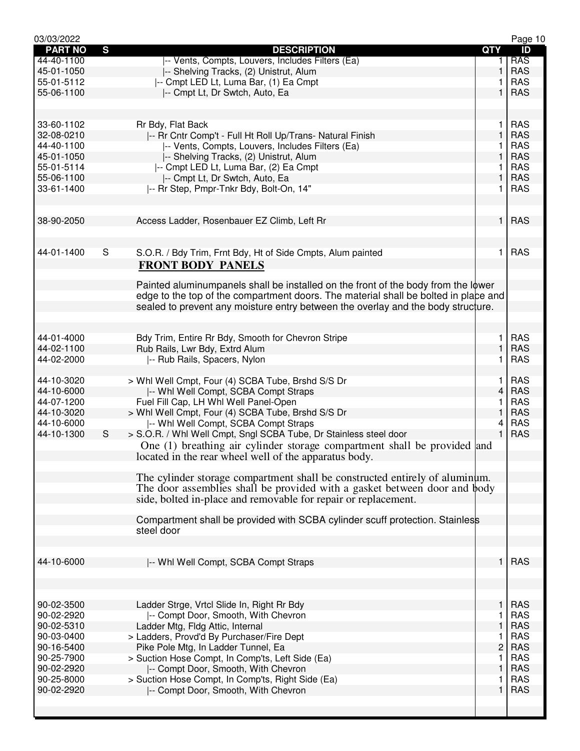| PART NO | S | DESCRIPTION | QTY | ID |
|---|---|---|---|---|
| 44-40-1100 | | \|-- Vents, Compts, Louvers, Includes Filters (Ea) | 1 | RAS |
| 45-01-1050 | | \|-- Shelving Tracks, (2) Unistrut, Alum | 1 | RAS |
| 55-01-5112 | | \|-- Cmpt LED Lt, Luma Bar, (1) Ea Cmpt | 1 | RAS |
| 55-06-1100 | | \|-- Cmpt Lt, Dr Swtch, Auto, Ea | 1 | RAS |
| | | | | |
| 33-60-1102 | | Rr Bdy, Flat Back | 1 | RAS |
| 32-08-0210 | | \|-- Rr Cntr Comp't - Full Ht Roll Up/Trans- Natural Finish | 1 | RAS |
| 44-40-1100 | | \|-- Vents, Compts, Louvers, Includes Filters (Ea) | 1 | RAS |
| 45-01-1050 | | \|-- Shelving Tracks, (2) Unistrut, Alum | 1 | RAS |
| 55-01-5114 | | \|-- Cmpt LED Lt, Luma Bar, (2) Ea Cmpt | 1 | RAS |
| 55-06-1100 | | \|-- Cmpt Lt, Dr Swtch, Auto, Ea | 1 | RAS |
| 33-61-1400 | | \|-- Rr Step, Pmpr-Tnkr Bdy, Bolt-On, 14" | 1 | RAS |
| | | | | |
| 38-90-2050 | | Access Ladder, Rosenbauer EZ Climb, Left Rr | 1 | RAS |
| | | | | |
| 44-01-1400 | S | S.O.R. / Bdy Trim, Frnt Bdy, Ht of Side Cmpts, Alum painted<br>**FRONT BODY PANELS**<br>Painted aluminumpanels shall be installed on the front of the body from the lower edge to the top of the compartment doors. The material shall be bolted in place and sealed to prevent any moisture entry between the overlay and the body structure. | 1 | RAS |
| | | | | |
| 44-01-4000 | | Bdy Trim, Entire Rr Bdy, Smooth for Chevron Stripe | 1 | RAS |
| 44-02-1100 | | Rub Rails, Lwr Bdy, Extrd Alum | 1 | RAS |
| 44-02-2000 | | \|-- Rub Rails, Spacers, Nylon | 1 | RAS |
| | | | | |
| 44-10-3020 | | > Whl Well Cmpt, Four (4) SCBA Tube, Brshd S/S Dr | 1 | RAS |
| 44-10-6000 | | \|-- Whl Well Compt, SCBA Compt Straps | 4 | RAS |
| 44-07-1200 | | Fuel Fill Cap, LH Whl Well Panel-Open | 1 | RAS |
| 44-10-3020 | | > Whl Well Cmpt, Four (4) SCBA Tube, Brshd S/S Dr | 1 | RAS |
| 44-10-6000 | | \|-- Whl Well Compt, SCBA Compt Straps | 4 | RAS |
| 44-10-1300 | S | > S.O.R. / Whl Well Cmpt, Sngl SCBA Tube, Dr Stainless steel door<br>One (1) breathing air cylinder storage compartment shall be provided and located in the rear wheel well of the apparatus body.<br>The cylinder storage compartment shall be constructed entirely of aluminum. The door assemblies shall be provided with a gasket between door and body side, bolted in-place and removable for repair or replacement.<br>Compartment shall be provided with SCBA cylinder scuff protection. Stainless steel door | 1 | RAS |
| | | | | |
| 44-10-6000 | | \|-- Whl Well Compt, SCBA Compt Straps | 1 | RAS |
| | | | | |
| 90-02-3500 | | Ladder Strge, Vrtcl Slide In, Right Rr Bdy | 1 | RAS |
| 90-02-2920 | | \|-- Compt Door, Smooth, With Chevron | 1 | RAS |
| 90-02-5310 | | Ladder Mtg, Fldg Attic, Internal | 1 | RAS |
| 90-03-0400 | | > Ladders, Provd'd By Purchaser/Fire Dept | 1 | RAS |
| 90-16-5400 | | Pike Pole Mtg, In Ladder Tunnel, Ea | 2 | RAS |
| 90-25-7900 | | > Suction Hose Compt, In Comp'ts, Left Side (Ea) | 1 | RAS |
| 90-02-2920 | | \|-- Compt Door, Smooth, With Chevron | 1 | RAS |
| 90-25-8000 | | > Suction Hose Compt, In Comp'ts, Right Side (Ea) | 1 | RAS |
| 90-02-2920 | | \|-- Compt Door, Smooth, With Chevron | 1 | RAS |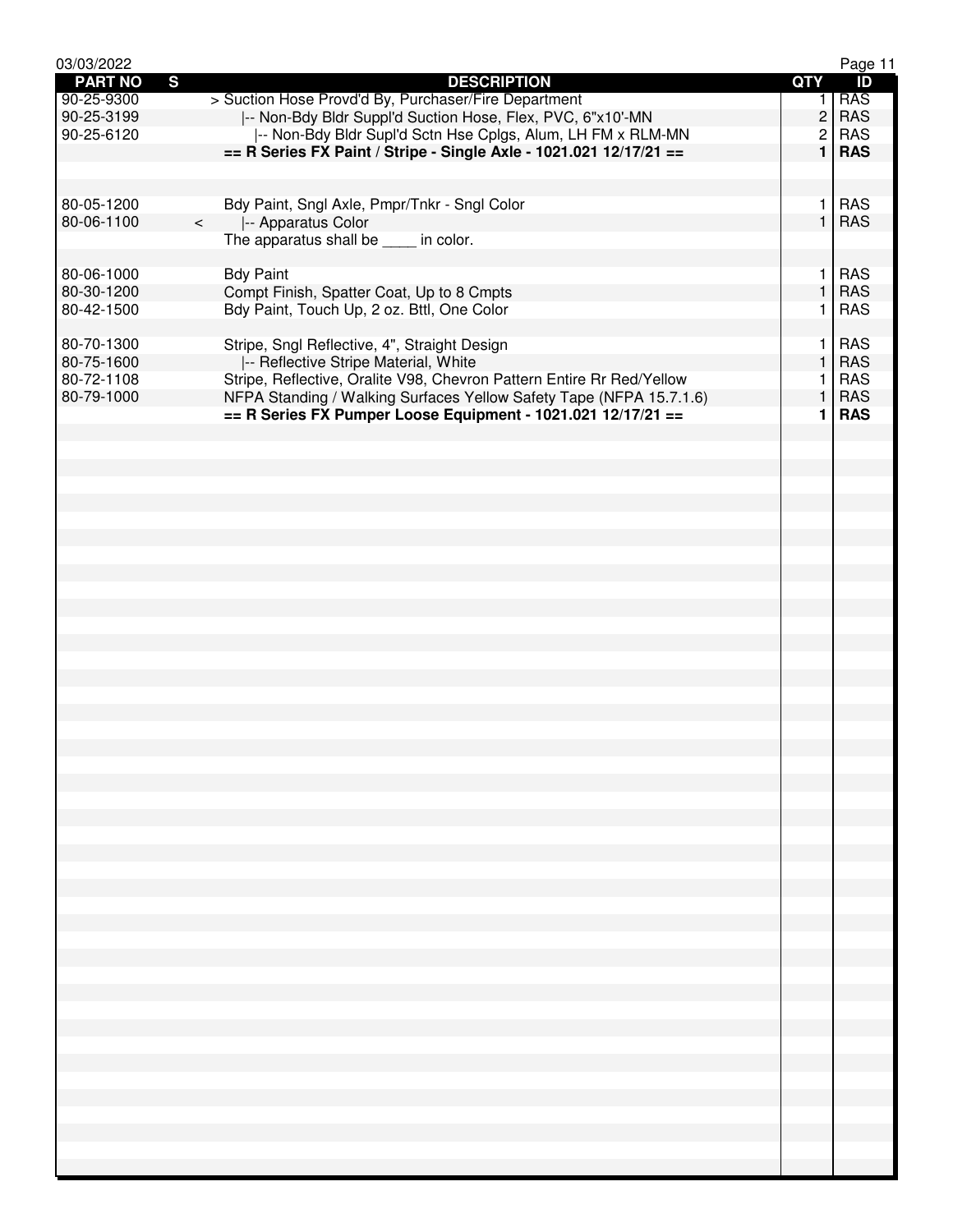| PART NO | S | DESCRIPTION | QTY | ID |
|---|---|---|---|---|
| 90-25-9300 | | > Suction Hose Provd'd By, Purchaser/Fire Department | 1 | RAS |
| 90-25-3199 | | \|-- Non-Bdy Bldr Suppl'd Suction Hose, Flex, PVC, 6"x10'-MN | 2 | RAS |
| 90-25-6120 | | \|-- Non-Bdy Bldr Supl'd Sctn Hse Cplgs, Alum, LH FM x RLM-MN | 2 | RAS |
| | | **== R Series FX Paint / Stripe - Single Axle - 1021.021 12/17/21 ==** | **1** | **RAS** |
| | | | | |
| | | | | |
| 80-05-1200 | | Bdy Paint, Sngl Axle, Pmpr/Tnkr - Sngl Color | 1 | RAS |
| 80-06-1100 | < | \|-- Apparatus Color | 1 | RAS |
| | | The apparatus shall be ____ in color. | | |
| | | | | |
| 80-06-1000 | | Bdy Paint | 1 | RAS |
| 80-30-1200 | | Compt Finish, Spatter Coat, Up to 8 Cmpts | 1 | RAS |
| 80-42-1500 | | Bdy Paint, Touch Up, 2 oz. Bttl, One Color | 1 | RAS |
| | | | | |
| 80-70-1300 | | Stripe, Sngl Reflective, 4", Straight Design | 1 | RAS |
| 80-75-1600 | | \|-- Reflective Stripe Material, White | 1 | RAS |
| 80-72-1108 | | Stripe, Reflective, Oralite V98, Chevron Pattern Entire Rr Red/Yellow | 1 | RAS |
| 80-79-1000 | | NFPA Standing / Walking Surfaces Yellow Safety Tape (NFPA 15.7.1.6) | 1 | RAS |
| | | **== R Series FX Pumper Loose Equipment - 1021.021 12/17/21 ==** | **1** | **RAS** |